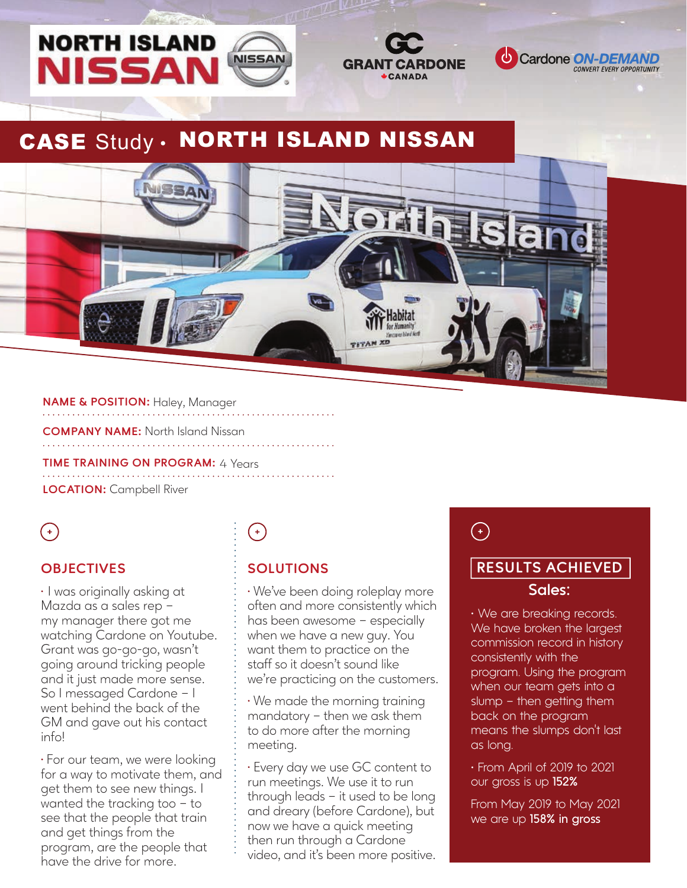# CASE Study • NORTH ISLAND NISSAN

**NAME & POSITION:** Haley, Manager

**COMPANY NAME:** North Island Nissan

**TIME TRAINING ON PROGRAM:** 4 Years

**LOCATION:** Campbell River

## OBJECTIVES

· I was originally asking at Mazda as a sales rep – my manager there got me watching Cardone on Youtube. Grant was go-go-go, wasn't going around tricking people and it just made more sense. So I messaged Cardone – I went behind the back of the GM and gave out his contact info!

· For our team, we were looking for a way to motivate them, and get them to see new things. I wanted the tracking too – to see that the people that train and get things from the program, are the people that have the drive for more.

## SOLUTIONS

· We've been doing roleplay more often and more consistently which has been awesome – especially when we have a new guy. You want them to practice on the staff so it doesn't sound like we're practicing on the customers.

· We made the morning training mandatory – then we ask them to do more after the morning meeting.

· Every day we use GC content to run meetings. We use it to run through leads – it used to be long and dreary (before Cardone), but now we have a quick meeting then run through a Cardone video, and it's been more positive.

## RESULTS ACHIEVED

### Sales:

· We are breaking records. We have broken the largest commission record in history consistently with the program. Using the program when our team gets into a slump – then getting them back on the program means the slumps don't last as long.

· From April of 2019 to 2021 our gross is up **152%**

From May 2019 to May 2021 we are up **158% in gross**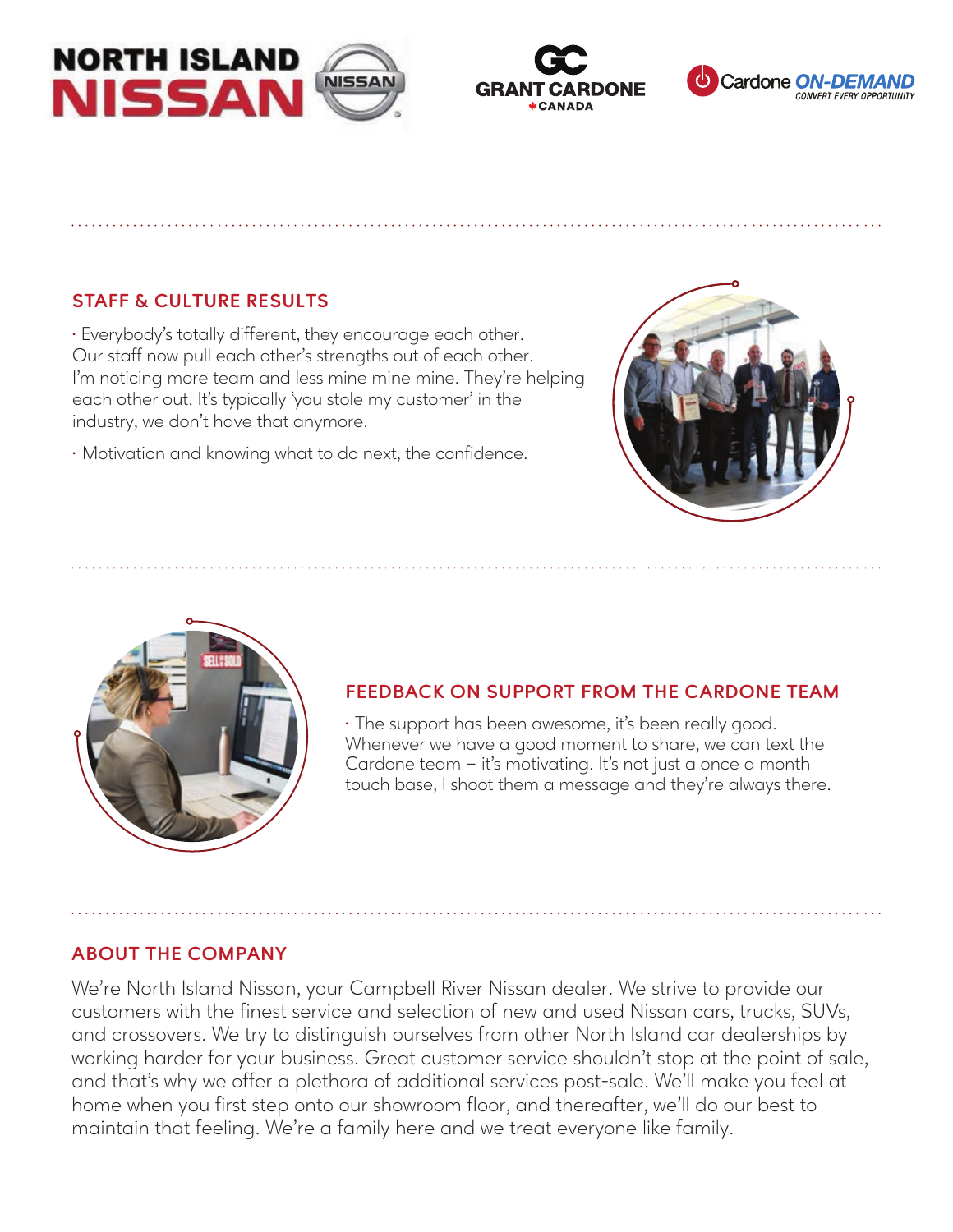NORTH ISLAND NISSAN

GRANT CARDONE CANADA

Cardone ON-DEMAND CONVERT EVERY OPPORTUNITY

## STAFF & CULTURE RESULTS

· Everybody's totally different, they encourage each other. Our staff now pull each other's strengths out of each other. I'm noticing more team and less mine mine mine. They're helping each other out. It's typically 'you stole my customer' in the industry, we don't have that anymore.

· Motivation and knowing what to do next, the confidence.

## FEEDBACK ON SUPPORT FROM THE CARDONE TEAM

· The support has been awesome, it's been really good. Whenever we have a good moment to share, we can text the Cardone team – it's motivating. It's not just a once a month touch base, I shoot them a message and they're always there.

## ABOUT THE COMPANY

We're North Island Nissan, your Campbell River Nissan dealer. We strive to provide our customers with the finest service and selection of new and used Nissan cars, trucks, SUVs, and crossovers. We try to distinguish ourselves from other North Island car dealerships by working harder for your business. Great customer service shouldn't stop at the point of sale, and that's why we offer a plethora of additional services post-sale. We'll make you feel at home when you first step onto our showroom floor, and thereafter, we'll do our best to maintain that feeling. We're a family here and we treat everyone like family.